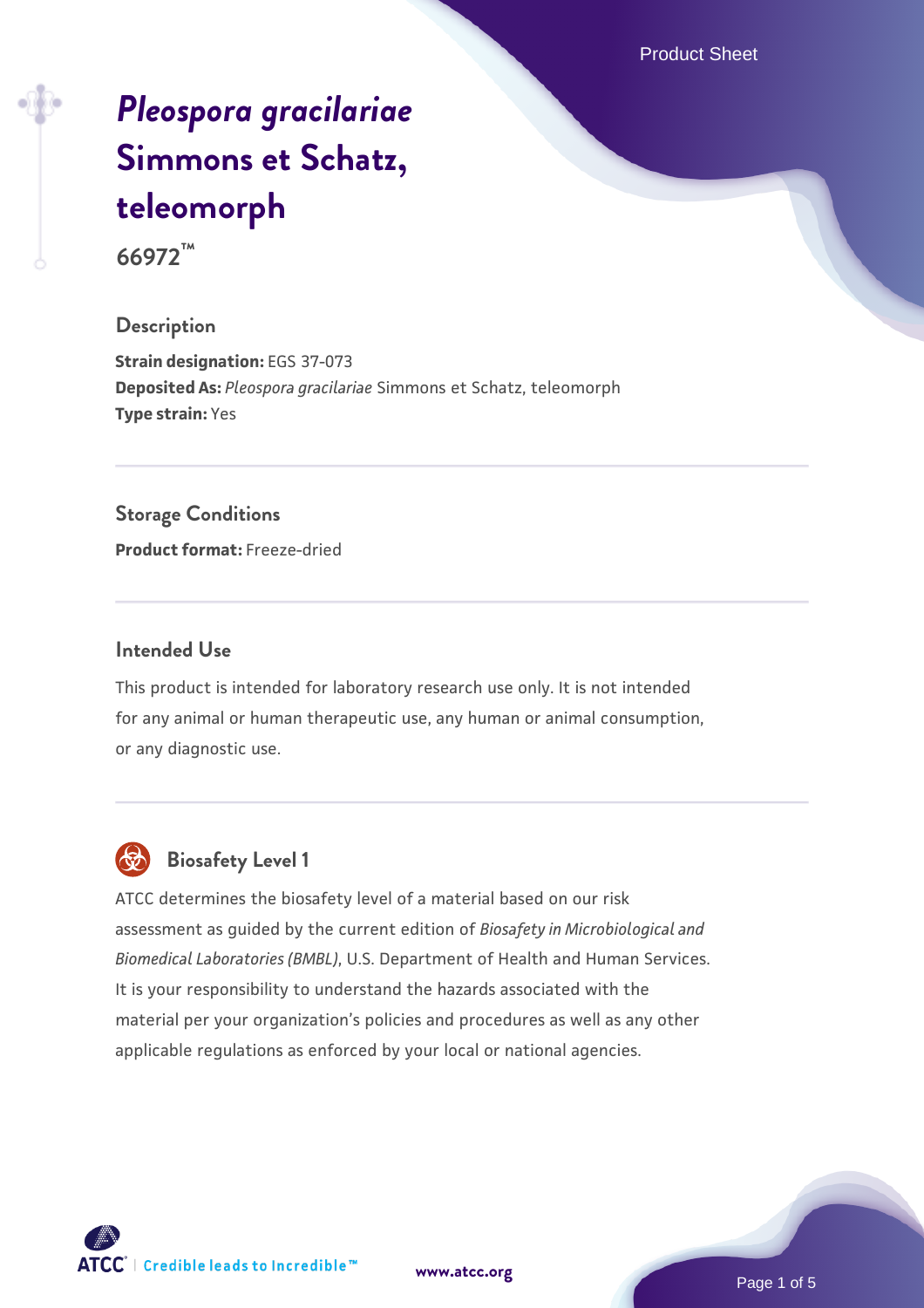# *Pleospora gracilariae* Simmons et Schatz, teleomorph

**66972™**

## Description

**Strain designation:** EGS 37-073
**Deposited As:** *Pleospora gracilariae* Simmons et Schatz, teleomorph
**Type strain:** Yes

## Storage Conditions

**Product format:** Freeze-dried

## Intended Use

This product is intended for laboratory research use only. It is not intended for any animal or human therapeutic use, any human or animal consumption, or any diagnostic use.

## Biosafety Level 1

ATCC determines the biosafety level of a material based on our risk assessment as guided by the current edition of *Biosafety in Microbiological and Biomedical Laboratories (BMBL)*, U.S. Department of Health and Human Services. It is your responsibility to understand the hazards associated with the material per your organization's policies and procedures as well as any other applicable regulations as enforced by your local or national agencies.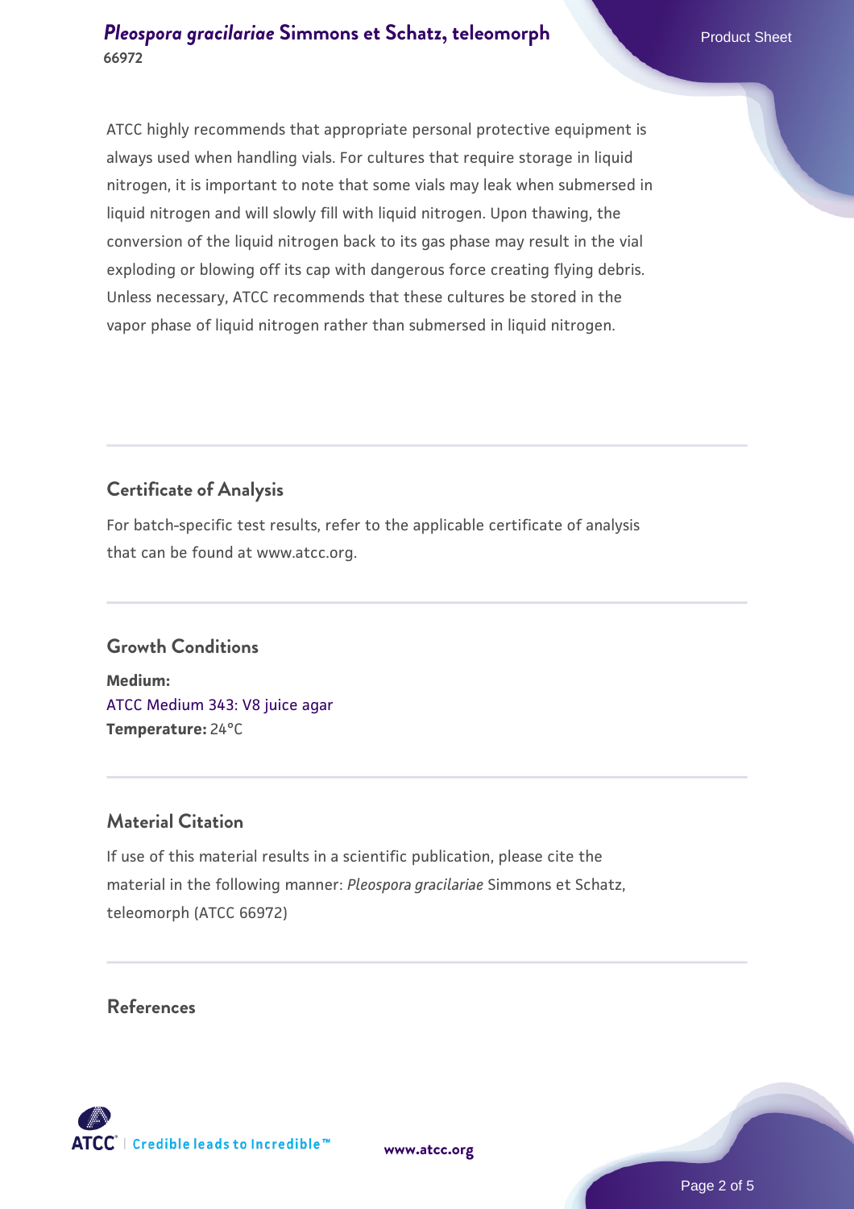ATCC highly recommends that appropriate personal protective equipment is always used when handling vials. For cultures that require storage in liquid nitrogen, it is important to note that some vials may leak when submersed in liquid nitrogen and will slowly fill with liquid nitrogen. Upon thawing, the conversion of the liquid nitrogen back to its gas phase may result in the vial exploding or blowing off its cap with dangerous force creating flying debris. Unless necessary, ATCC recommends that these cultures be stored in the vapor phase of liquid nitrogen rather than submersed in liquid nitrogen.

## Certificate of Analysis

For batch-specific test results, refer to the applicable certificate of analysis that can be found at www.atcc.org.

## Growth Conditions

**Medium:**
ATCC Medium 343: V8 juice agar
**Temperature:** 24°C

## Material Citation

If use of this material results in a scientific publication, please cite the material in the following manner: *Pleospora gracilariae* Simmons et Schatz, teleomorph (ATCC 66972)

## References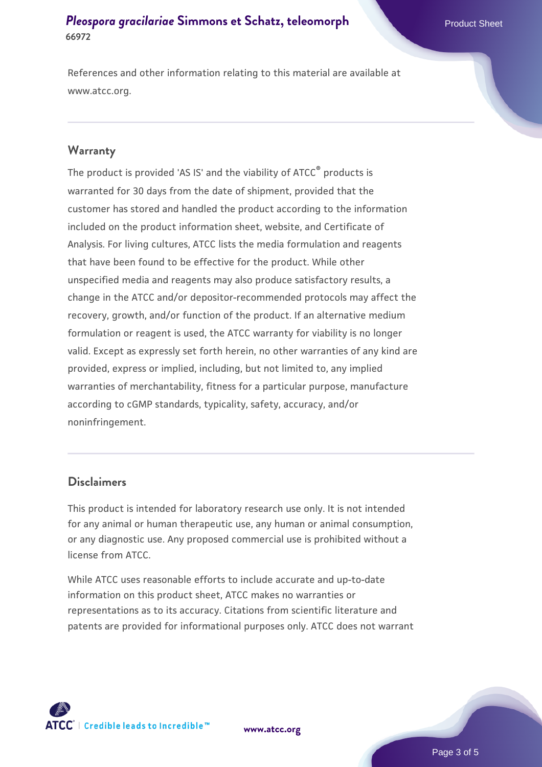References and other information relating to this material are available at www.atcc.org.

## Warranty

The product is provided 'AS IS' and the viability of ATCC® products is warranted for 30 days from the date of shipment, provided that the customer has stored and handled the product according to the information included on the product information sheet, website, and Certificate of Analysis. For living cultures, ATCC lists the media formulation and reagents that have been found to be effective for the product. While other unspecified media and reagents may also produce satisfactory results, a change in the ATCC and/or depositor-recommended protocols may affect the recovery, growth, and/or function of the product. If an alternative medium formulation or reagent is used, the ATCC warranty for viability is no longer valid. Except as expressly set forth herein, no other warranties of any kind are provided, express or implied, including, but not limited to, any implied warranties of merchantability, fitness for a particular purpose, manufacture according to cGMP standards, typicality, safety, accuracy, and/or noninfringement.

## Disclaimers

This product is intended for laboratory research use only. It is not intended for any animal or human therapeutic use, any human or animal consumption, or any diagnostic use. Any proposed commercial use is prohibited without a license from ATCC.

While ATCC uses reasonable efforts to include accurate and up-to-date information on this product sheet, ATCC makes no warranties or representations as to its accuracy. Citations from scientific literature and patents are provided for informational purposes only. ATCC does not warrant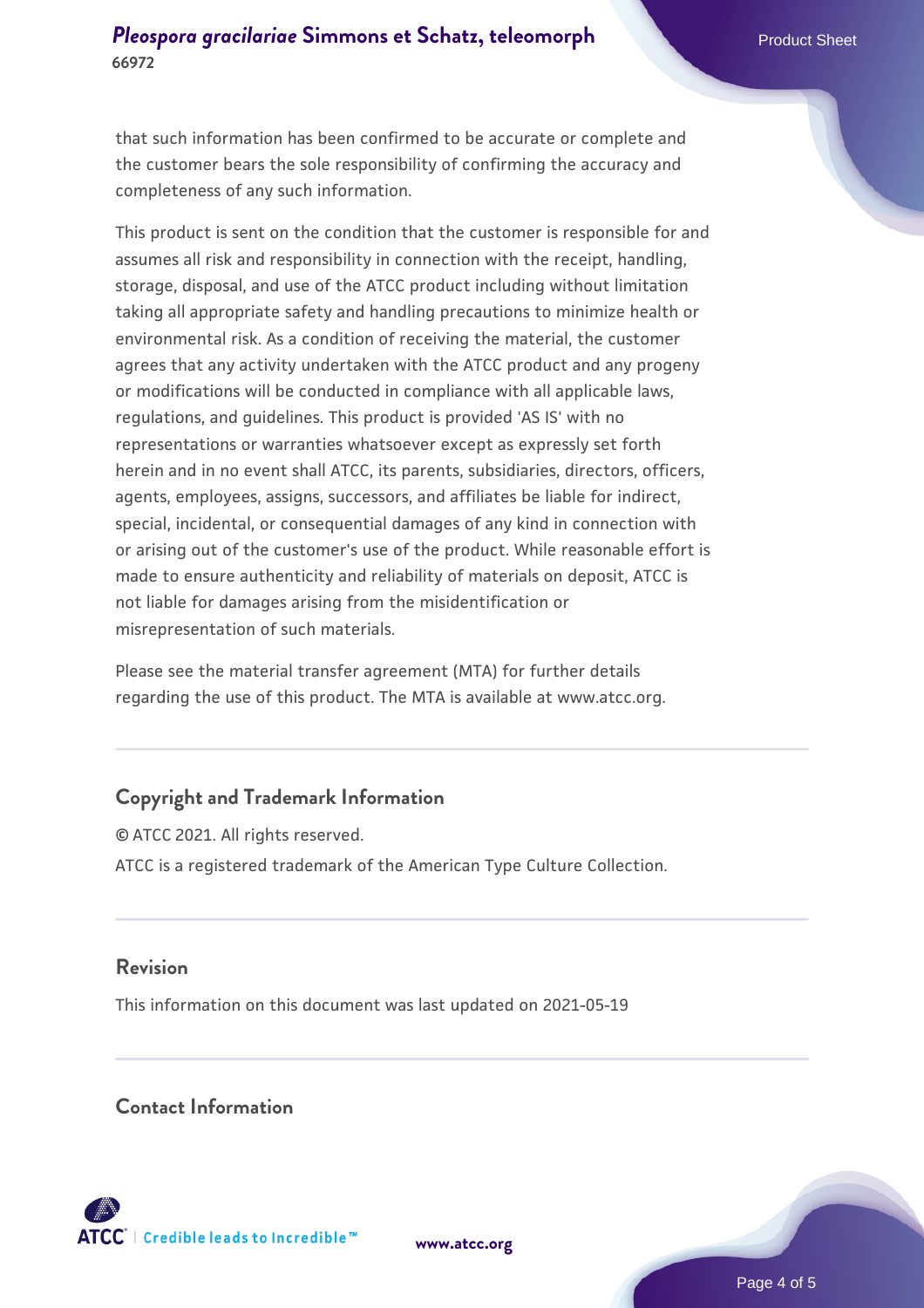that such information has been confirmed to be accurate or complete and the customer bears the sole responsibility of confirming the accuracy and completeness of any such information.

This product is sent on the condition that the customer is responsible for and assumes all risk and responsibility in connection with the receipt, handling, storage, disposal, and use of the ATCC product including without limitation taking all appropriate safety and handling precautions to minimize health or environmental risk. As a condition of receiving the material, the customer agrees that any activity undertaken with the ATCC product and any progeny or modifications will be conducted in compliance with all applicable laws, regulations, and guidelines. This product is provided 'AS IS' with no representations or warranties whatsoever except as expressly set forth herein and in no event shall ATCC, its parents, subsidiaries, directors, officers, agents, employees, assigns, successors, and affiliates be liable for indirect, special, incidental, or consequential damages of any kind in connection with or arising out of the customer's use of the product. While reasonable effort is made to ensure authenticity and reliability of materials on deposit, ATCC is not liable for damages arising from the misidentification or misrepresentation of such materials.

Please see the material transfer agreement (MTA) for further details regarding the use of this product. The MTA is available at www.atcc.org.

## Copyright and Trademark Information

© ATCC 2021. All rights reserved.

ATCC is a registered trademark of the American Type Culture Collection.

## Revision

This information on this document was last updated on 2021-05-19

## Contact Information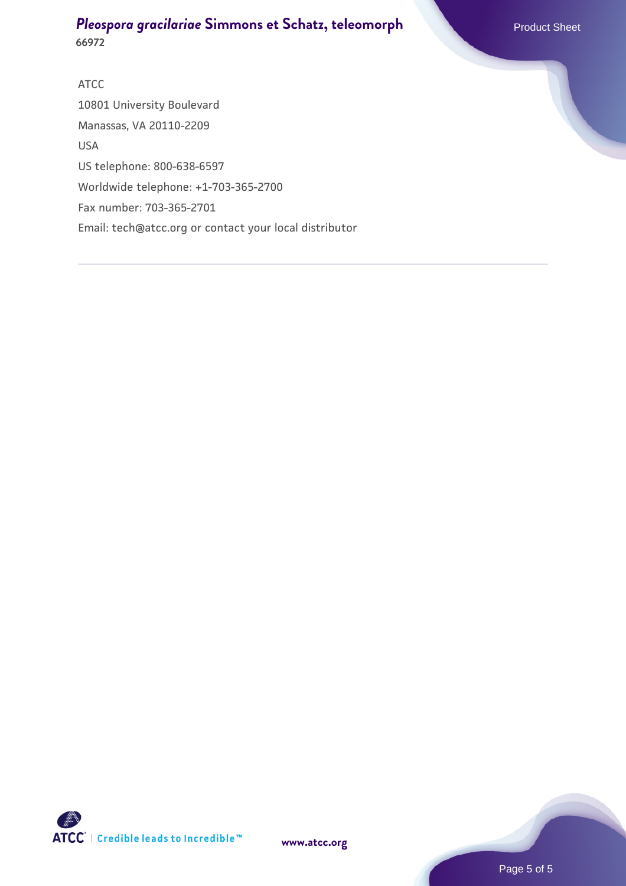ATCC

10801 University Boulevard

Manassas, VA 20110-2209

USA

US telephone: 800-638-6597

Worldwide telephone: +1-703-365-2700

Fax number: 703-365-2701

Email: tech@atcc.org or contact your local distributor